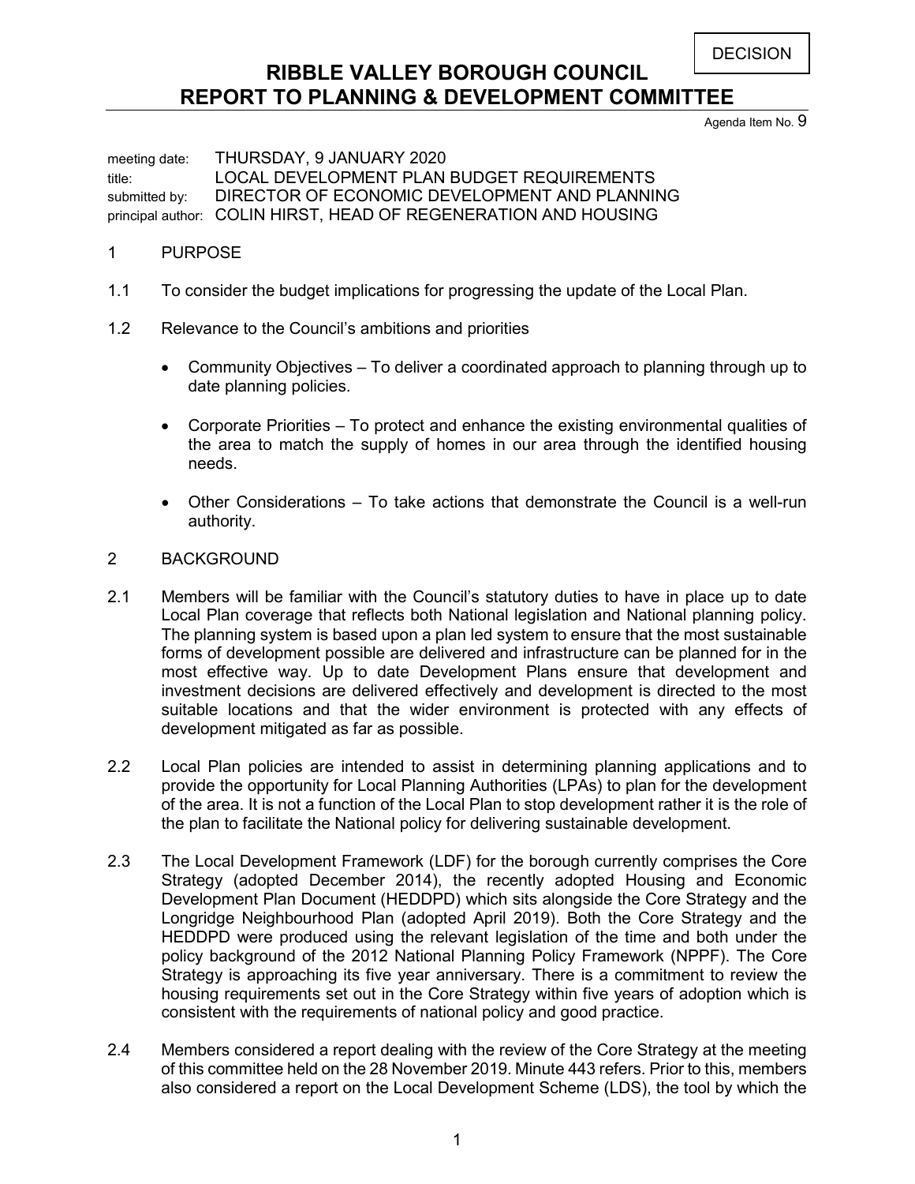DECISION

# RIBBLE VALLEY BOROUGH COUNCIL
# REPORT TO PLANNING & DEVELOPMENT COMMITTEE

Agenda Item No. 9

meeting date: THURSDAY, 9 JANUARY 2020
title: LOCAL DEVELOPMENT PLAN BUDGET REQUIREMENTS
submitted by: DIRECTOR OF ECONOMIC DEVELOPMENT AND PLANNING
principal author: COLIN HIRST, HEAD OF REGENERATION AND HOUSING

## 1 PURPOSE

1.1 To consider the budget implications for progressing the update of the Local Plan.

1.2 Relevance to the Council's ambitions and priorities

- Community Objectives – To deliver a coordinated approach to planning through up to date planning policies.
- Corporate Priorities – To protect and enhance the existing environmental qualities of the area to match the supply of homes in our area through the identified housing needs.
- Other Considerations – To take actions that demonstrate the Council is a well-run authority.

## 2 BACKGROUND

2.1 Members will be familiar with the Council's statutory duties to have in place up to date Local Plan coverage that reflects both National legislation and National planning policy. The planning system is based upon a plan led system to ensure that the most sustainable forms of development possible are delivered and infrastructure can be planned for in the most effective way. Up to date Development Plans ensure that development and investment decisions are delivered effectively and development is directed to the most suitable locations and that the wider environment is protected with any effects of development mitigated as far as possible.

2.2 Local Plan policies are intended to assist in determining planning applications and to provide the opportunity for Local Planning Authorities (LPAs) to plan for the development of the area. It is not a function of the Local Plan to stop development rather it is the role of the plan to facilitate the National policy for delivering sustainable development.

2.3 The Local Development Framework (LDF) for the borough currently comprises the Core Strategy (adopted December 2014), the recently adopted Housing and Economic Development Plan Document (HEDDPD) which sits alongside the Core Strategy and the Longridge Neighbourhood Plan (adopted April 2019). Both the Core Strategy and the HEDDPD were produced using the relevant legislation of the time and both under the policy background of the 2012 National Planning Policy Framework (NPPF). The Core Strategy is approaching its five year anniversary. There is a commitment to review the housing requirements set out in the Core Strategy within five years of adoption which is consistent with the requirements of national policy and good practice.

2.4 Members considered a report dealing with the review of the Core Strategy at the meeting of this committee held on the 28 November 2019. Minute 443 refers. Prior to this, members also considered a report on the Local Development Scheme (LDS), the tool by which the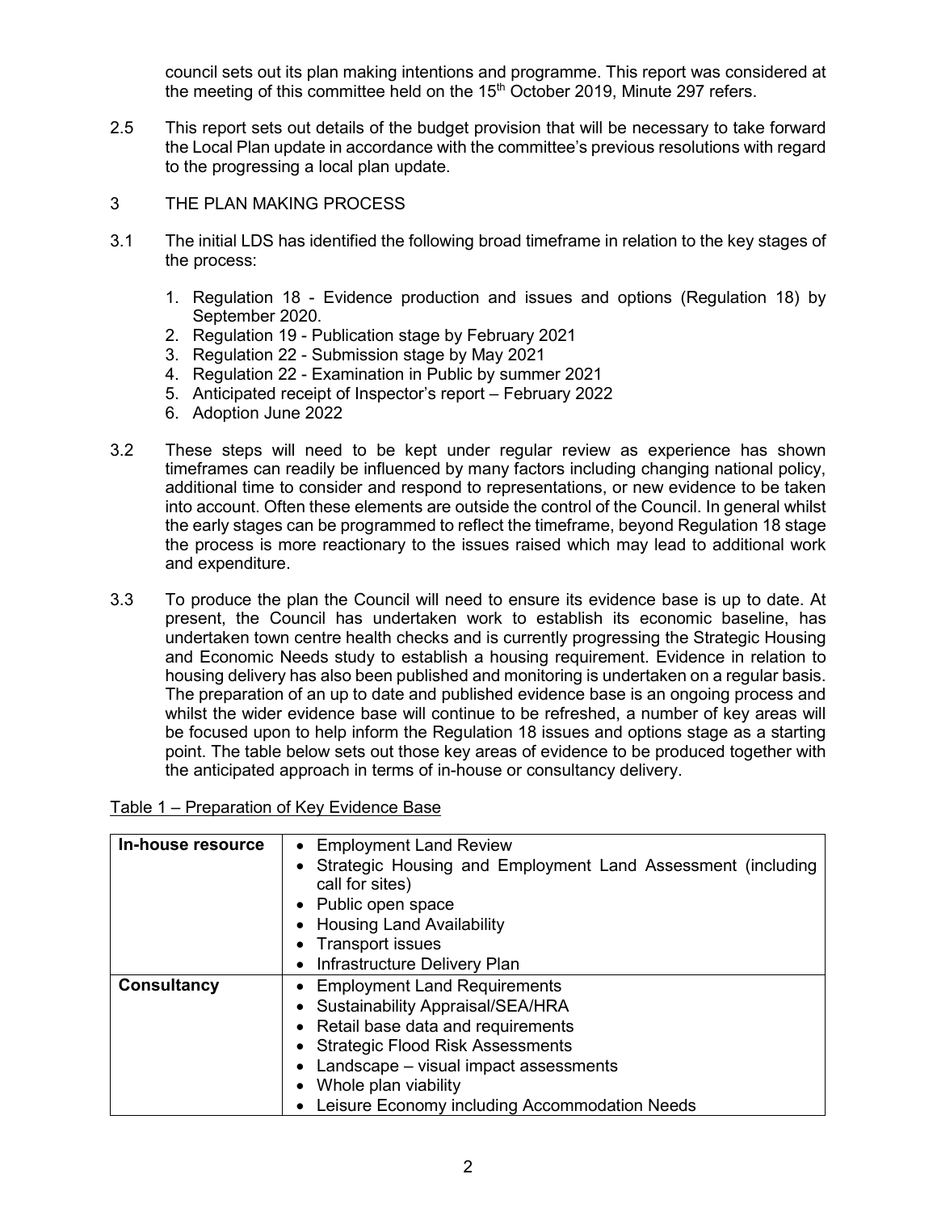council sets out its plan making intentions and programme. This report was considered at the meeting of this committee held on the 15th October 2019, Minute 297 refers.

2.5 This report sets out details of the budget provision that will be necessary to take forward the Local Plan update in accordance with the committee's previous resolutions with regard to the progressing a local plan update.

## 3 THE PLAN MAKING PROCESS

3.1 The initial LDS has identified the following broad timeframe in relation to the key stages of the process:

1. Regulation 18 - Evidence production and issues and options (Regulation 18) by September 2020.
2. Regulation 19 - Publication stage by February 2021
3. Regulation 22 - Submission stage by May 2021
4. Regulation 22 - Examination in Public by summer 2021
5. Anticipated receipt of Inspector's report – February 2022
6. Adoption June 2022

3.2 These steps will need to be kept under regular review as experience has shown timeframes can readily be influenced by many factors including changing national policy, additional time to consider and respond to representations, or new evidence to be taken into account. Often these elements are outside the control of the Council. In general whilst the early stages can be programmed to reflect the timeframe, beyond Regulation 18 stage the process is more reactionary to the issues raised which may lead to additional work and expenditure.

3.3 To produce the plan the Council will need to ensure its evidence base is up to date. At present, the Council has undertaken work to establish its economic baseline, has undertaken town centre health checks and is currently progressing the Strategic Housing and Economic Needs study to establish a housing requirement. Evidence in relation to housing delivery has also been published and monitoring is undertaken on a regular basis. The preparation of an up to date and published evidence base is an ongoing process and whilst the wider evidence base will continue to be refreshed, a number of key areas will be focused upon to help inform the Regulation 18 issues and options stage as a starting point. The table below sets out those key areas of evidence to be produced together with the anticipated approach in terms of in-house or consultancy delivery.

<u>Table 1 – Preparation of Key Evidence Base</u>

| | |
|---|---|
| **In-house resource** | • Employment Land Review<br>• Strategic Housing and Employment Land Assessment (including call for sites)<br>• Public open space<br>• Housing Land Availability<br>• Transport issues<br>• Infrastructure Delivery Plan |
| **Consultancy** | • Employment Land Requirements<br>• Sustainability Appraisal/SEA/HRA<br>• Retail base data and requirements<br>• Strategic Flood Risk Assessments<br>• Landscape – visual impact assessments<br>• Whole plan viability<br>• Leisure Economy including Accommodation Needs |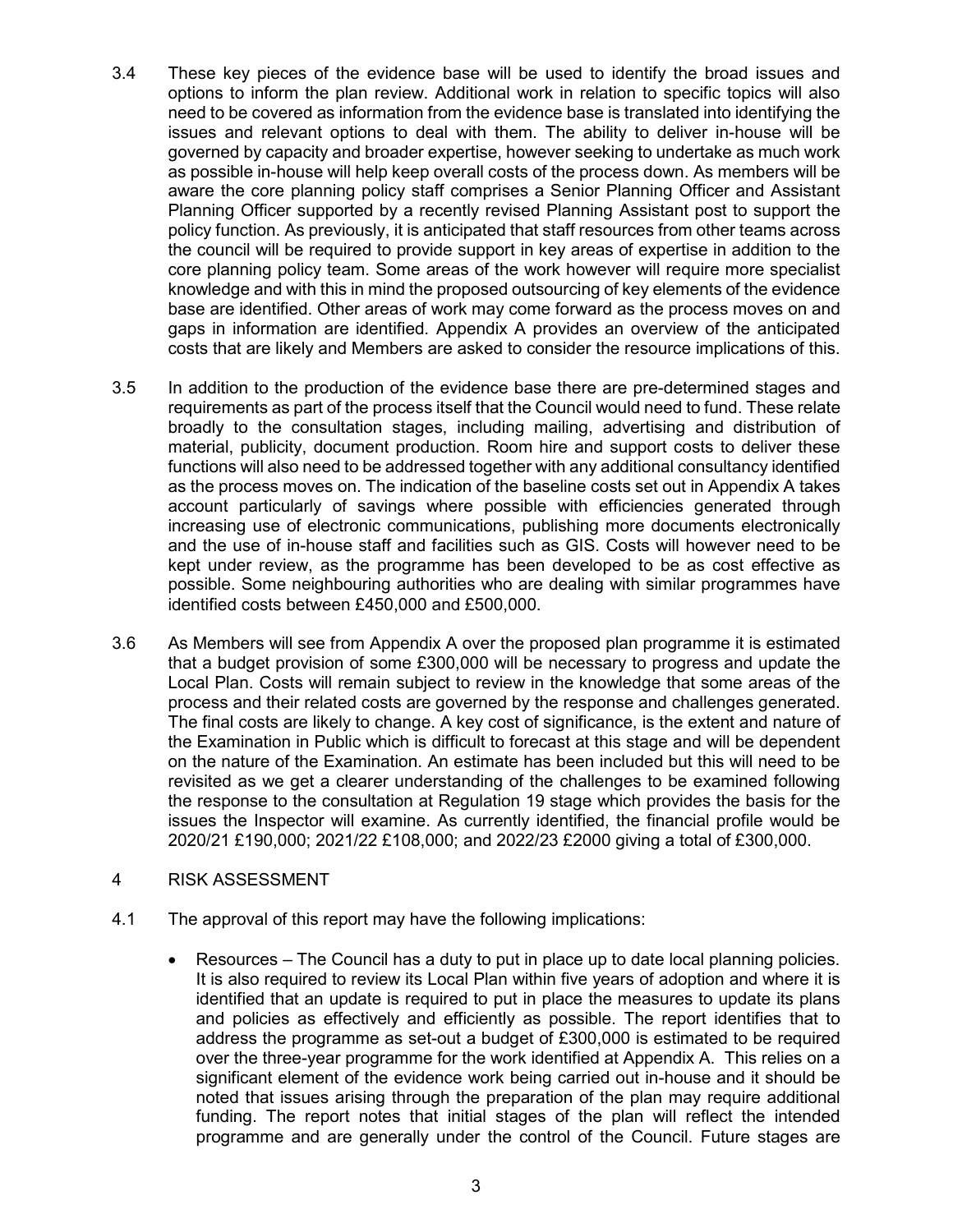3.4 These key pieces of the evidence base will be used to identify the broad issues and options to inform the plan review. Additional work in relation to specific topics will also need to be covered as information from the evidence base is translated into identifying the issues and relevant options to deal with them. The ability to deliver in-house will be governed by capacity and broader expertise, however seeking to undertake as much work as possible in-house will help keep overall costs of the process down. As members will be aware the core planning policy staff comprises a Senior Planning Officer and Assistant Planning Officer supported by a recently revised Planning Assistant post to support the policy function. As previously, it is anticipated that staff resources from other teams across the council will be required to provide support in key areas of expertise in addition to the core planning policy team. Some areas of the work however will require more specialist knowledge and with this in mind the proposed outsourcing of key elements of the evidence base are identified. Other areas of work may come forward as the process moves on and gaps in information are identified. Appendix A provides an overview of the anticipated costs that are likely and Members are asked to consider the resource implications of this.

3.5 In addition to the production of the evidence base there are pre-determined stages and requirements as part of the process itself that the Council would need to fund. These relate broadly to the consultation stages, including mailing, advertising and distribution of material, publicity, document production. Room hire and support costs to deliver these functions will also need to be addressed together with any additional consultancy identified as the process moves on. The indication of the baseline costs set out in Appendix A takes account particularly of savings where possible with efficiencies generated through increasing use of electronic communications, publishing more documents electronically and the use of in-house staff and facilities such as GIS. Costs will however need to be kept under review, as the programme has been developed to be as cost effective as possible. Some neighbouring authorities who are dealing with similar programmes have identified costs between £450,000 and £500,000.

3.6 As Members will see from Appendix A over the proposed plan programme it is estimated that a budget provision of some £300,000 will be necessary to progress and update the Local Plan. Costs will remain subject to review in the knowledge that some areas of the process and their related costs are governed by the response and challenges generated. The final costs are likely to change. A key cost of significance, is the extent and nature of the Examination in Public which is difficult to forecast at this stage and will be dependent on the nature of the Examination. An estimate has been included but this will need to be revisited as we get a clearer understanding of the challenges to be examined following the response to the consultation at Regulation 19 stage which provides the basis for the issues the Inspector will examine. As currently identified, the financial profile would be 2020/21 £190,000; 2021/22 £108,000; and 2022/23 £2000 giving a total of £300,000.

## 4 RISK ASSESSMENT

4.1 The approval of this report may have the following implications:

- Resources – The Council has a duty to put in place up to date local planning policies. It is also required to review its Local Plan within five years of adoption and where it is identified that an update is required to put in place the measures to update its plans and policies as effectively and efficiently as possible. The report identifies that to address the programme as set-out a budget of £300,000 is estimated to be required over the three-year programme for the work identified at Appendix A. This relies on a significant element of the evidence work being carried out in-house and it should be noted that issues arising through the preparation of the plan may require additional funding. The report notes that initial stages of the plan will reflect the intended programme and are generally under the control of the Council. Future stages are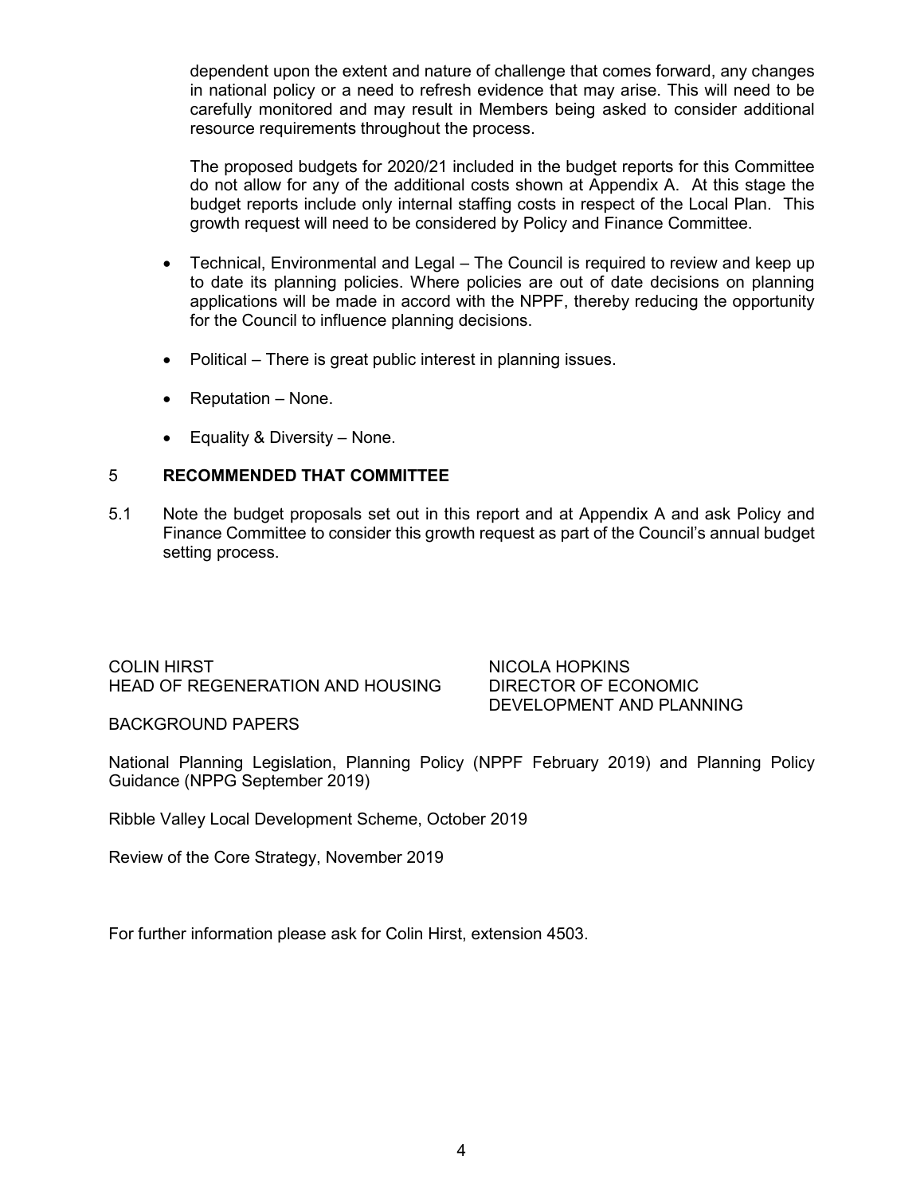dependent upon the extent and nature of challenge that comes forward, any changes in national policy or a need to refresh evidence that may arise. This will need to be carefully monitored and may result in Members being asked to consider additional resource requirements throughout the process.

The proposed budgets for 2020/21 included in the budget reports for this Committee do not allow for any of the additional costs shown at Appendix A. At this stage the budget reports include only internal staffing costs in respect of the Local Plan. This growth request will need to be considered by Policy and Finance Committee.

- Technical, Environmental and Legal – The Council is required to review and keep up to date its planning policies. Where policies are out of date decisions on planning applications will be made in accord with the NPPF, thereby reducing the opportunity for the Council to influence planning decisions.
- Political – There is great public interest in planning issues.
- Reputation – None.
- Equality & Diversity – None.

## 5 RECOMMENDED THAT COMMITTEE

5.1 Note the budget proposals set out in this report and at Appendix A and ask Policy and Finance Committee to consider this growth request as part of the Council's annual budget setting process.

COLIN HIRST
HEAD OF REGENERATION AND HOUSING

NICOLA HOPKINS
DIRECTOR OF ECONOMIC DEVELOPMENT AND PLANNING

BACKGROUND PAPERS

National Planning Legislation, Planning Policy (NPPF February 2019) and Planning Policy Guidance (NPPG September 2019)

Ribble Valley Local Development Scheme, October 2019

Review of the Core Strategy, November 2019

For further information please ask for Colin Hirst, extension 4503.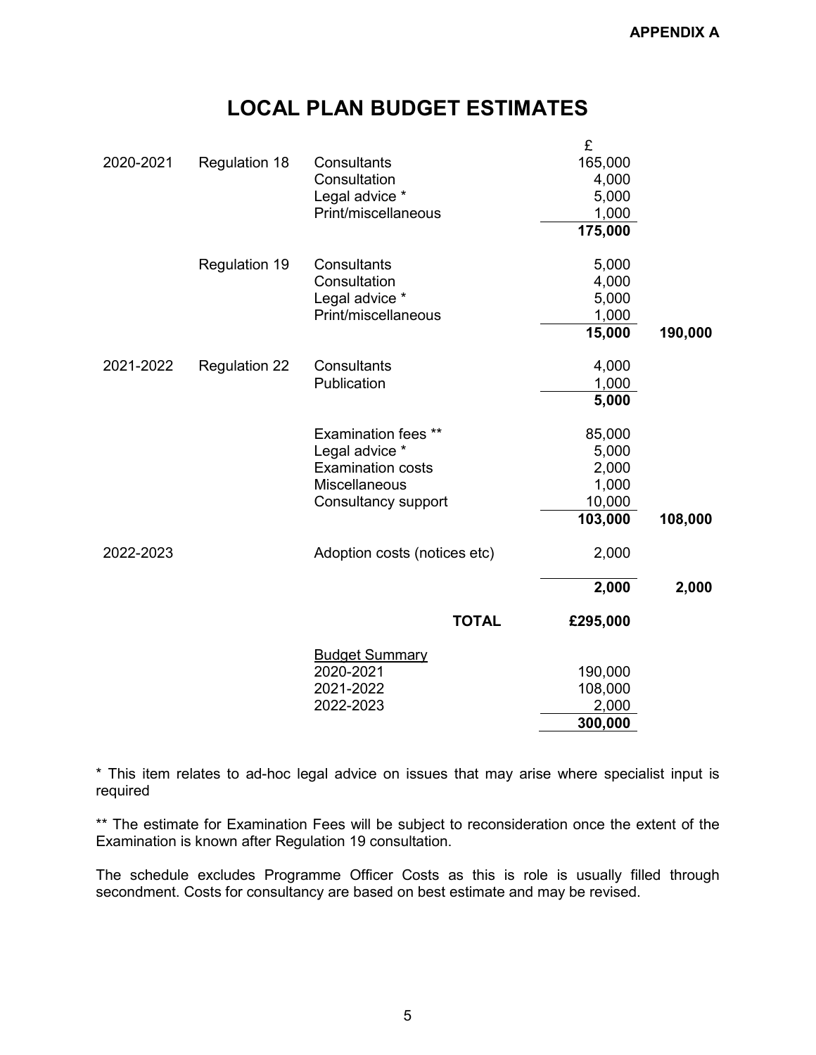**APPENDIX A**

# LOCAL PLAN BUDGET ESTIMATES

| | | | £ | |
|---|---|---|---|---|
| 2020-2021 | Regulation 18 | Consultants | 165,000 | |
| | | Consultation | 4,000 | |
| | | Legal advice * | 5,000 | |
| | | Print/miscellaneous | 1,000 | |
| | | | **175,000** | |
| | Regulation 19 | Consultants | 5,000 | |
| | | Consultation | 4,000 | |
| | | Legal advice * | 5,000 | |
| | | Print/miscellaneous | 1,000 | |
| | | | **15,000** | **190,000** |
| 2021-2022 | Regulation 22 | Consultants | 4,000 | |
| | | Publication | 1,000 | |
| | | | **5,000** | |
| | | Examination fees ** | 85,000 | |
| | | Legal advice * | 5,000 | |
| | | Examination costs | 2,000 | |
| | | Miscellaneous | 1,000 | |
| | | Consultancy support | 10,000 | |
| | | | **103,000** | **108,000** |
| 2022-2023 | | Adoption costs (notices etc) | 2,000 | |
| | | | **2,000** | **2,000** |
| | | **TOTAL** | **£295,000** | |

| Budget Summary | |
|---|---|
| 2020-2021 | 190,000 |
| 2021-2022 | 108,000 |
| 2022-2023 | 2,000 |
| | **300,000** |

* This item relates to ad-hoc legal advice on issues that may arise where specialist input is required

** The estimate for Examination Fees will be subject to reconsideration once the extent of the Examination is known after Regulation 19 consultation.

The schedule excludes Programme Officer Costs as this is role is usually filled through secondment. Costs for consultancy are based on best estimate and may be revised.